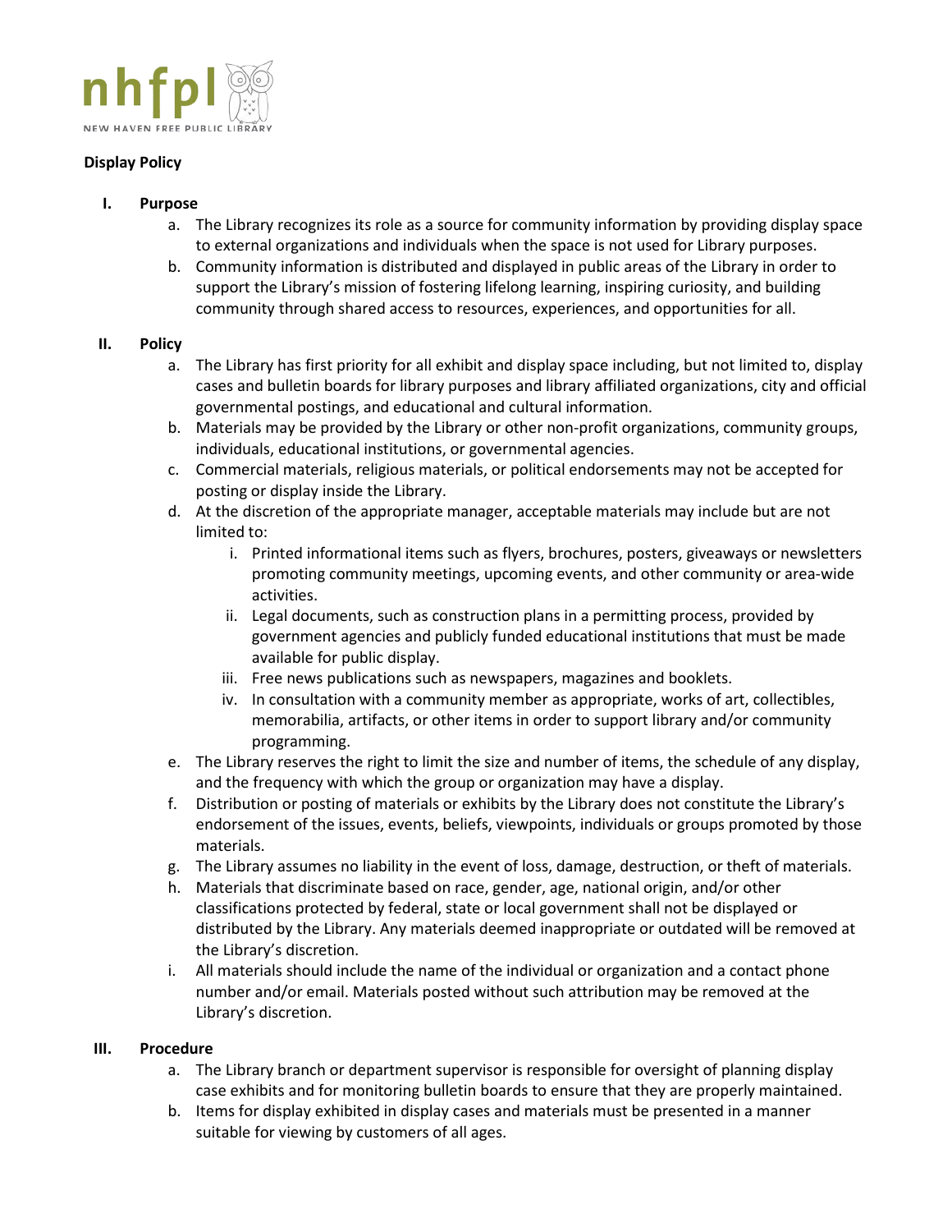nhfpl

NEW HAVEN FREE PUBLIC LIBRARY

**Display Policy**

**I. Purpose**

a. The Library recognizes its role as a source for community information by providing display space to external organizations and individuals when the space is not used for Library purposes.

b. Community information is distributed and displayed in public areas of the Library in order to support the Library's mission of fostering lifelong learning, inspiring curiosity, and building community through shared access to resources, experiences, and opportunities for all.

**II. Policy**

a. The Library has first priority for all exhibit and display space including, but not limited to, display cases and bulletin boards for library purposes and library affiliated organizations, city and official governmental postings, and educational and cultural information.

b. Materials may be provided by the Library or other non-profit organizations, community groups, individuals, educational institutions, or governmental agencies.

c. Commercial materials, religious materials, or political endorsements may not be accepted for posting or display inside the Library.

d. At the discretion of the appropriate manager, acceptable materials may include but are not limited to:

   i. Printed informational items such as flyers, brochures, posters, giveaways or newsletters promoting community meetings, upcoming events, and other community or area-wide activities.

   ii. Legal documents, such as construction plans in a permitting process, provided by government agencies and publicly funded educational institutions that must be made available for public display.

   iii. Free news publications such as newspapers, magazines and booklets.

   iv. In consultation with a community member as appropriate, works of art, collectibles, memorabilia, artifacts, or other items in order to support library and/or community programming.

e. The Library reserves the right to limit the size and number of items, the schedule of any display, and the frequency with which the group or organization may have a display.

f. Distribution or posting of materials or exhibits by the Library does not constitute the Library's endorsement of the issues, events, beliefs, viewpoints, individuals or groups promoted by those materials.

g. The Library assumes no liability in the event of loss, damage, destruction, or theft of materials.

h. Materials that discriminate based on race, gender, age, national origin, and/or other classifications protected by federal, state or local government shall not be displayed or distributed by the Library. Any materials deemed inappropriate or outdated will be removed at the Library's discretion.

i. All materials should include the name of the individual or organization and a contact phone number and/or email. Materials posted without such attribution may be removed at the Library's discretion.

**III. Procedure**

a. The Library branch or department supervisor is responsible for oversight of planning display case exhibits and for monitoring bulletin boards to ensure that they are properly maintained.

b. Items for display exhibited in display cases and materials must be presented in a manner suitable for viewing by customers of all ages.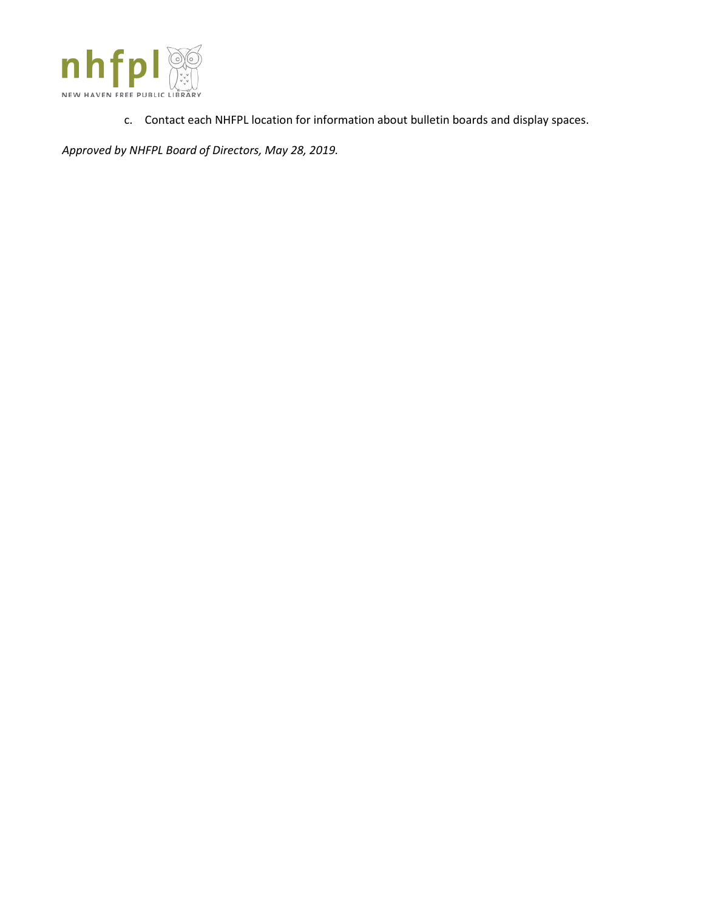c. Contact each NHFPL location for information about bulletin boards and display spaces.

*Approved by NHFPL Board of Directors, May 28, 2019.*